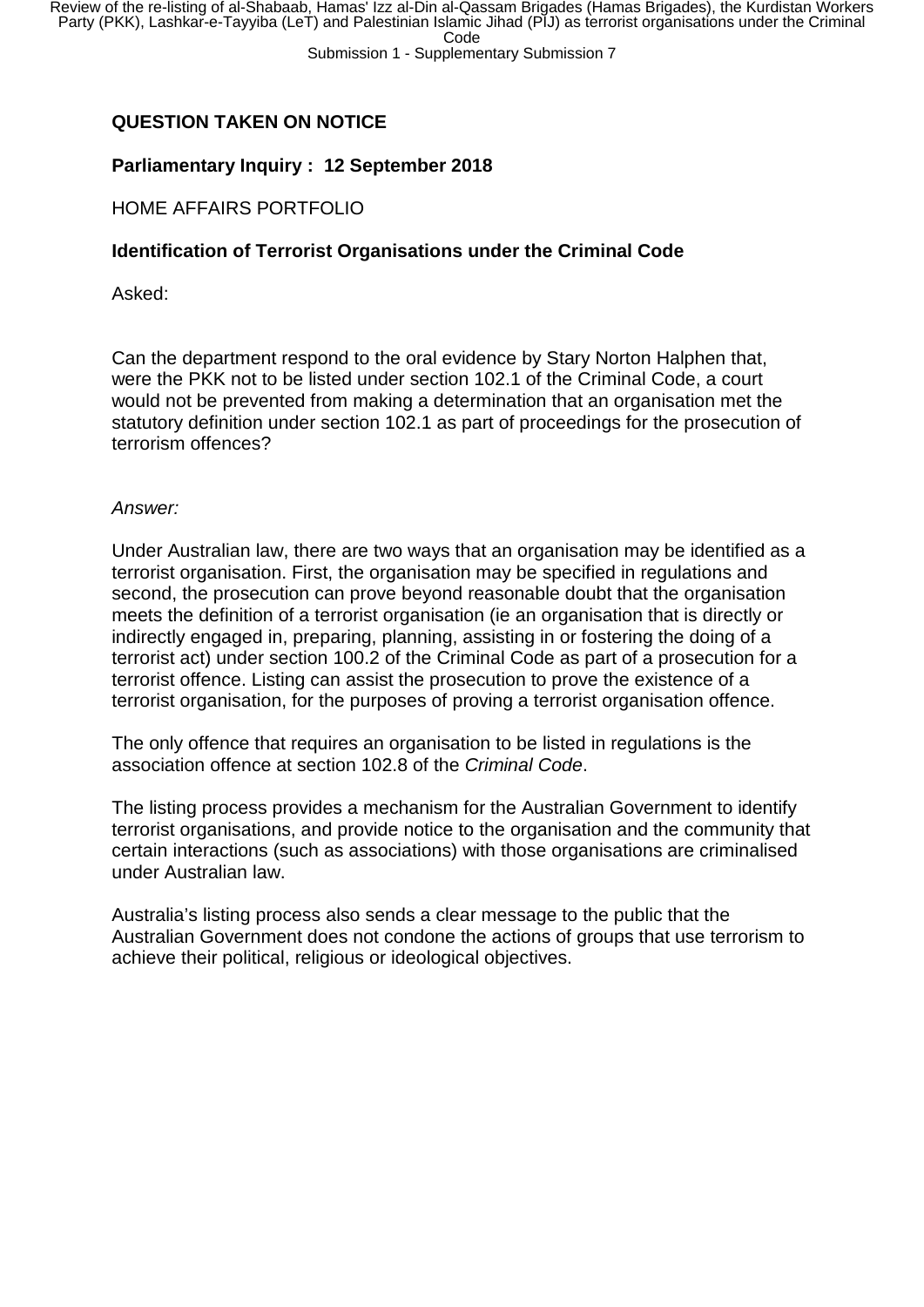**QUESTION TAKEN ON NOTICE**

**Parliamentary Inquiry : 12 September 2018**

HOME AFFAIRS PORTFOLIO

**Identification of Terrorist Organisations under the Criminal Code**

Asked:

Can the department respond to the oral evidence by Stary Norton Halphen that, were the PKK not to be listed under section 102.1 of the Criminal Code, a court would not be prevented from making a determination that an organisation met the statutory definition under section 102.1 as part of proceedings for the prosecution of terrorism offences?

*Answer:*

Under Australian law, there are two ways that an organisation may be identified as a terrorist organisation. First, the organisation may be specified in regulations and second, the prosecution can prove beyond reasonable doubt that the organisation meets the definition of a terrorist organisation (ie an organisation that is directly or indirectly engaged in, preparing, planning, assisting in or fostering the doing of a terrorist act) under section 100.2 of the Criminal Code as part of a prosecution for a terrorist offence. Listing can assist the prosecution to prove the existence of a terrorist organisation, for the purposes of proving a terrorist organisation offence.

The only offence that requires an organisation to be listed in regulations is the association offence at section 102.8 of the *Criminal Code*.

The listing process provides a mechanism for the Australian Government to identify terrorist organisations, and provide notice to the organisation and the community that certain interactions (such as associations) with those organisations are criminalised under Australian law.

Australia's listing process also sends a clear message to the public that the Australian Government does not condone the actions of groups that use terrorism to achieve their political, religious or ideological objectives.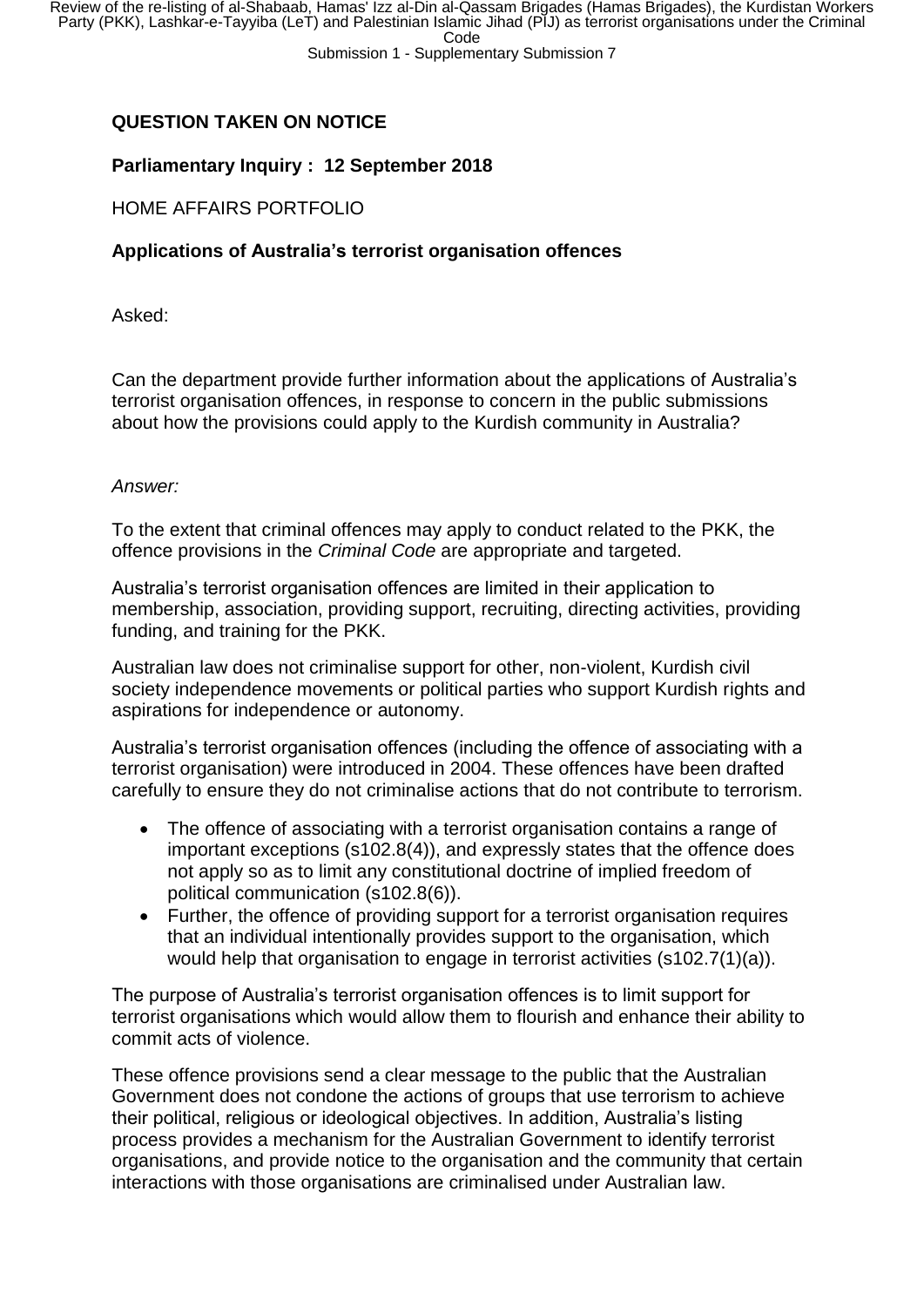**QUESTION TAKEN ON NOTICE**

**Parliamentary Inquiry : 12 September 2018**

HOME AFFAIRS PORTFOLIO

**Applications of Australia's terrorist organisation offences**

Asked:

Can the department provide further information about the applications of Australia's terrorist organisation offences, in response to concern in the public submissions about how the provisions could apply to the Kurdish community in Australia?

*Answer:*

To the extent that criminal offences may apply to conduct related to the PKK, the offence provisions in the *Criminal Code* are appropriate and targeted.

Australia's terrorist organisation offences are limited in their application to membership, association, providing support, recruiting, directing activities, providing funding, and training for the PKK.

Australian law does not criminalise support for other, non-violent, Kurdish civil society independence movements or political parties who support Kurdish rights and aspirations for independence or autonomy.

Australia's terrorist organisation offences (including the offence of associating with a terrorist organisation) were introduced in 2004. These offences have been drafted carefully to ensure they do not criminalise actions that do not contribute to terrorism.

- The offence of associating with a terrorist organisation contains a range of important exceptions (s102.8(4)), and expressly states that the offence does not apply so as to limit any constitutional doctrine of implied freedom of political communication (s102.8(6)).
- Further, the offence of providing support for a terrorist organisation requires that an individual intentionally provides support to the organisation, which would help that organisation to engage in terrorist activities (s102.7(1)(a)).

The purpose of Australia's terrorist organisation offences is to limit support for terrorist organisations which would allow them to flourish and enhance their ability to commit acts of violence.

These offence provisions send a clear message to the public that the Australian Government does not condone the actions of groups that use terrorism to achieve their political, religious or ideological objectives. In addition, Australia's listing process provides a mechanism for the Australian Government to identify terrorist organisations, and provide notice to the organisation and the community that certain interactions with those organisations are criminalised under Australian law.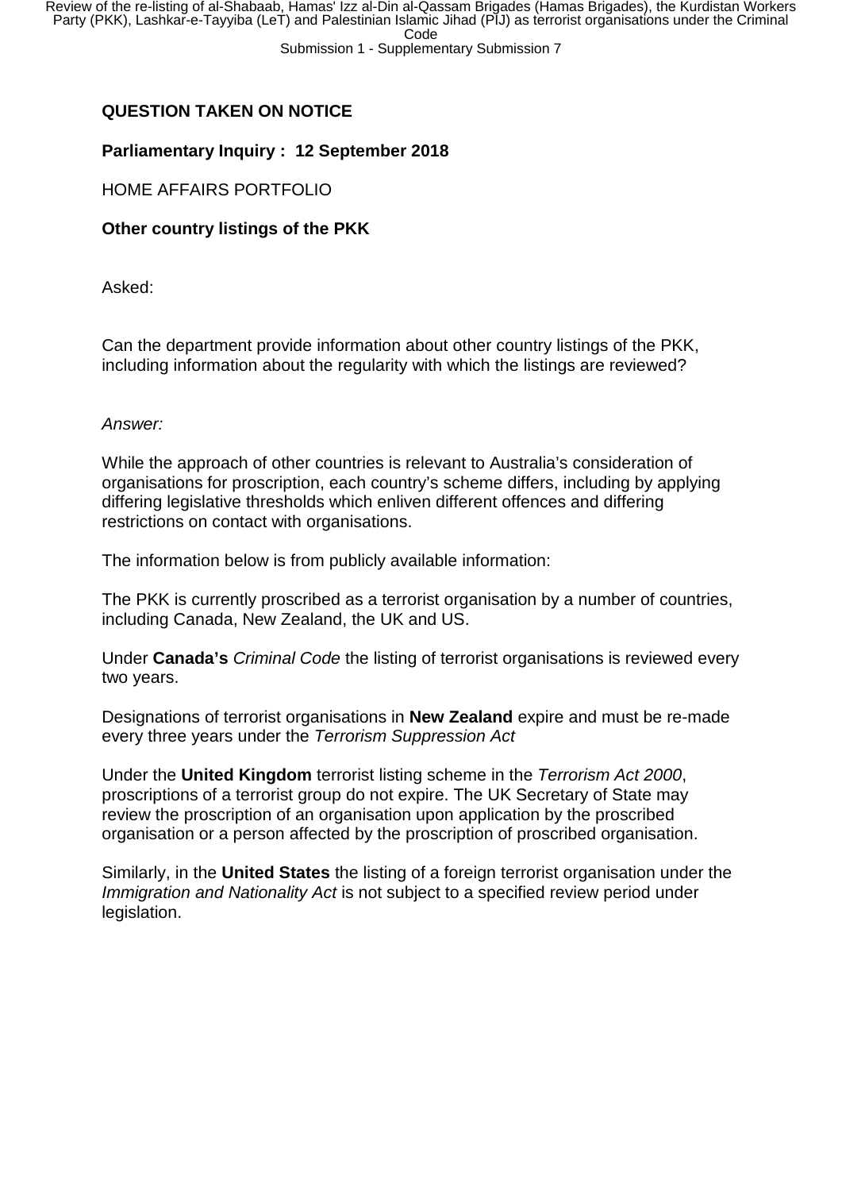**QUESTION TAKEN ON NOTICE**

**Parliamentary Inquiry : 12 September 2018**

HOME AFFAIRS PORTFOLIO

**Other country listings of the PKK**

Asked:

Can the department provide information about other country listings of the PKK, including information about the regularity with which the listings are reviewed?

*Answer:*

While the approach of other countries is relevant to Australia's consideration of organisations for proscription, each country's scheme differs, including by applying differing legislative thresholds which enliven different offences and differing restrictions on contact with organisations.

The information below is from publicly available information:

The PKK is currently proscribed as a terrorist organisation by a number of countries, including Canada, New Zealand, the UK and US.

Under **Canada's** *Criminal Code* the listing of terrorist organisations is reviewed every two years.

Designations of terrorist organisations in **New Zealand** expire and must be re-made every three years under the *Terrorism Suppression Act*

Under the **United Kingdom** terrorist listing scheme in the *Terrorism Act 2000*, proscriptions of a terrorist group do not expire. The UK Secretary of State may review the proscription of an organisation upon application by the proscribed organisation or a person affected by the proscription of proscribed organisation.

Similarly, in the **United States** the listing of a foreign terrorist organisation under the *Immigration and Nationality Act* is not subject to a specified review period under legislation.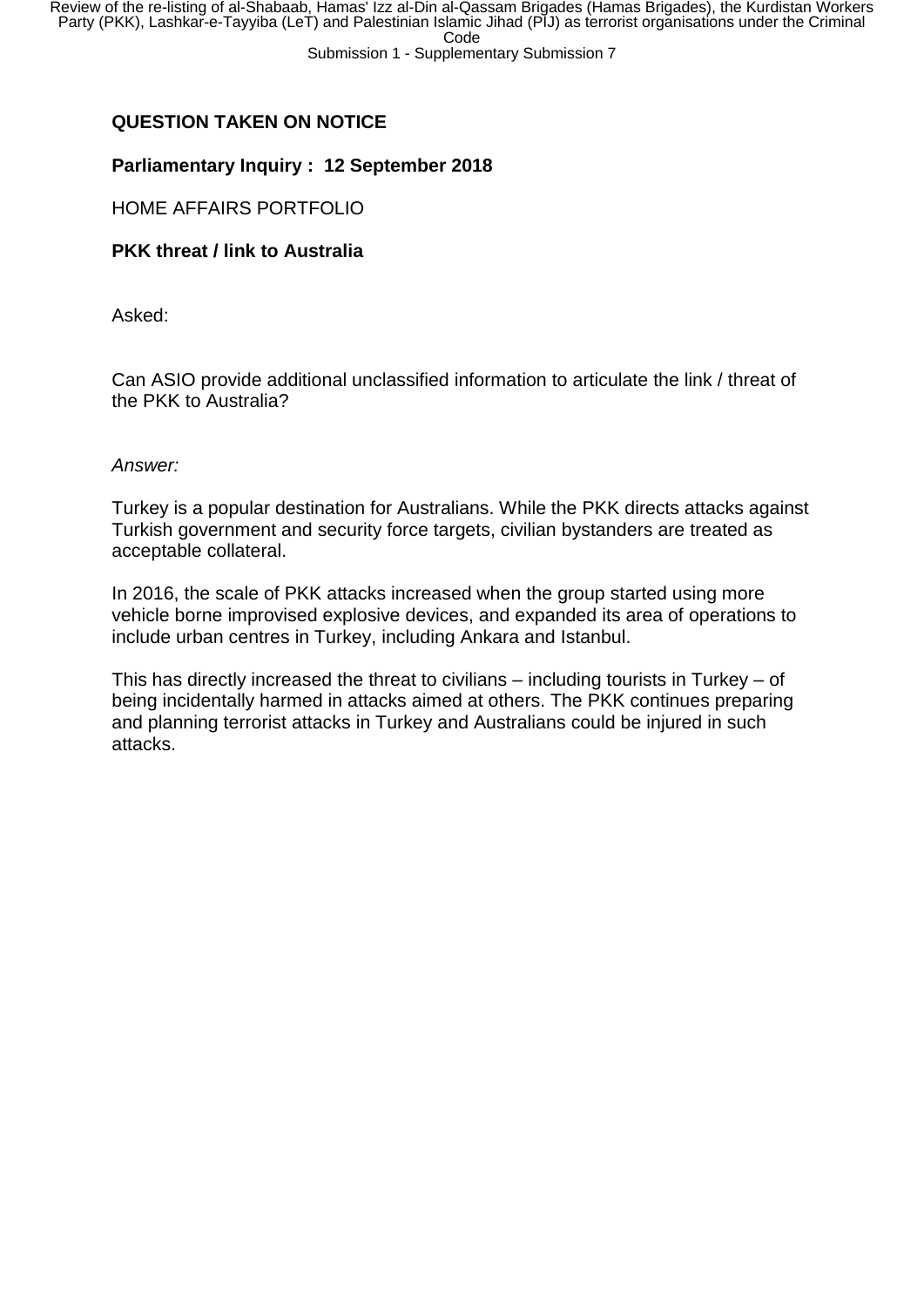**QUESTION TAKEN ON NOTICE**

**Parliamentary Inquiry : 12 September 2018**

HOME AFFAIRS PORTFOLIO

**PKK threat / link to Australia**

Asked:

Can ASIO provide additional unclassified information to articulate the link / threat of the PKK to Australia?

*Answer:*

Turkey is a popular destination for Australians. While the PKK directs attacks against Turkish government and security force targets, civilian bystanders are treated as acceptable collateral.

In 2016, the scale of PKK attacks increased when the group started using more vehicle borne improvised explosive devices, and expanded its area of operations to include urban centres in Turkey, including Ankara and Istanbul.

This has directly increased the threat to civilians – including tourists in Turkey – of being incidentally harmed in attacks aimed at others. The PKK continues preparing and planning terrorist attacks in Turkey and Australians could be injured in such attacks.